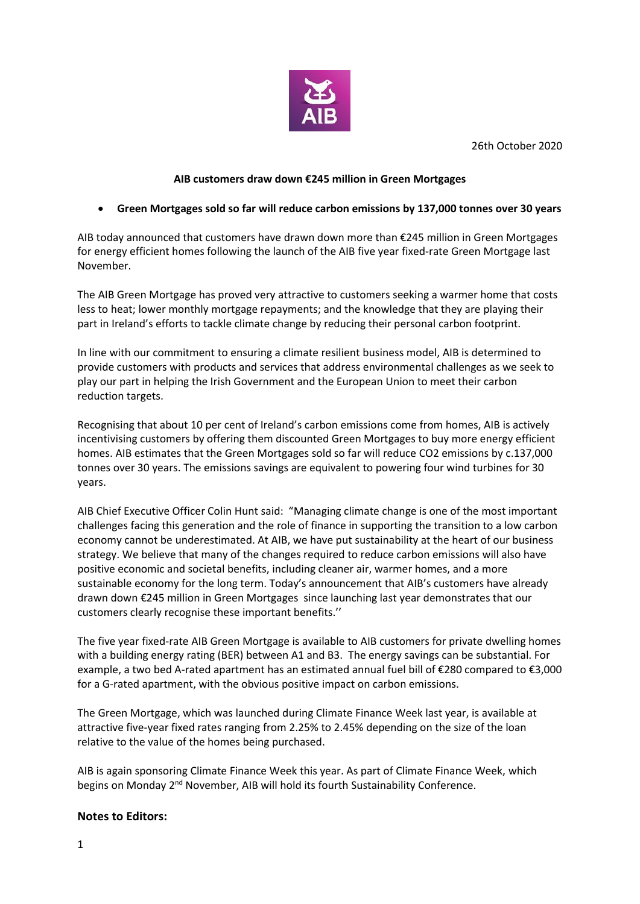26th October 2020

**AIB customers draw down €245 million in Green Mortgages**

- **Green Mortgages sold so far will reduce carbon emissions by 137,000 tonnes over 30 years**

AIB today announced that customers have drawn down more than €245 million in Green Mortgages for energy efficient homes following the launch of the AIB five year fixed-rate Green Mortgage last November.

The AIB Green Mortgage has proved very attractive to customers seeking a warmer home that costs less to heat; lower monthly mortgage repayments; and the knowledge that they are playing their part in Ireland's efforts to tackle climate change by reducing their personal carbon footprint.

In line with our commitment to ensuring a climate resilient business model, AIB is determined to provide customers with products and services that address environmental challenges as we seek to play our part in helping the Irish Government and the European Union to meet their carbon reduction targets.

Recognising that about 10 per cent of Ireland's carbon emissions come from homes, AIB is actively incentivising customers by offering them discounted Green Mortgages to buy more energy efficient homes. AIB estimates that the Green Mortgages sold so far will reduce $CO_2$ emissions by c.137,000 tonnes over 30 years. The emissions savings are equivalent to powering four wind turbines for 30 years.

AIB Chief Executive Officer Colin Hunt said: "Managing climate change is one of the most important challenges facing this generation and the role of finance in supporting the transition to a low carbon economy cannot be underestimated. At AIB, we have put sustainability at the heart of our business strategy. We believe that many of the changes required to reduce carbon emissions will also have positive economic and societal benefits, including cleaner air, warmer homes, and a more sustainable economy for the long term. Today's announcement that AIB's customers have already drawn down €245 million in Green Mortgages since launching last year demonstrates that our customers clearly recognise these important benefits.''

The five year fixed-rate AIB Green Mortgage is available to AIB customers for private dwelling homes with a building energy rating (BER) between A1 and B3. The energy savings can be substantial. For example, a two bed A-rated apartment has an estimated annual fuel bill of €280 compared to €3,000 for a G-rated apartment, with the obvious positive impact on carbon emissions.

The Green Mortgage, which was launched during Climate Finance Week last year, is available at attractive five-year fixed rates ranging from 2.25% to 2.45% depending on the size of the loan relative to the value of the homes being purchased.

AIB is again sponsoring Climate Finance Week this year. As part of Climate Finance Week, which begins on Monday 2nd November, AIB will hold its fourth Sustainability Conference.

## Notes to Editors: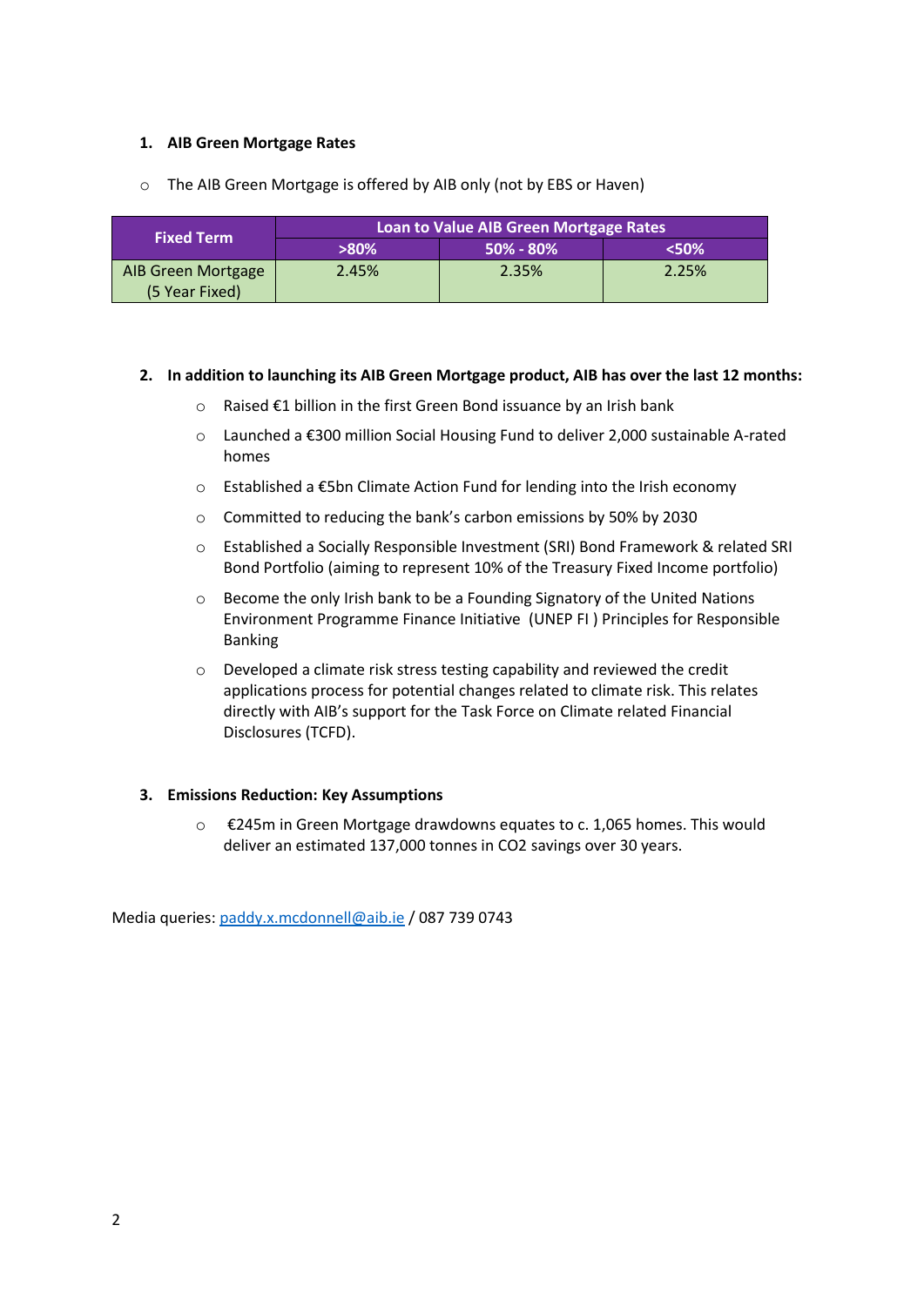1. **AIB Green Mortgage Rates**

    - The AIB Green Mortgage is offered by AIB only (not by EBS or Haven)

| Fixed Term | Loan to Value AIB Green Mortgage Rates | | |
|---|---|---|---|
| | >80% | 50% - 80% | <50% |
| AIB Green Mortgage (5 Year Fixed) | 2.45% | 2.35% | 2.25% |

2. **In addition to launching its AIB Green Mortgage product, AIB has over the last 12 months:**

    - Raised €1 billion in the first Green Bond issuance by an Irish bank
    - Launched a €300 million Social Housing Fund to deliver 2,000 sustainable A-rated homes
    - Established a €5bn Climate Action Fund for lending into the Irish economy
    - Committed to reducing the bank's carbon emissions by 50% by 2030
    - Established a Socially Responsible Investment (SRI) Bond Framework & related SRI Bond Portfolio (aiming to represent 10% of the Treasury Fixed Income portfolio)
    - Become the only Irish bank to be a Founding Signatory of the United Nations Environment Programme Finance Initiative (UNEP FI ) Principles for Responsible Banking
    - Developed a climate risk stress testing capability and reviewed the credit applications process for potential changes related to climate risk. This relates directly with AIB's support for the Task Force on Climate related Financial Disclosures (TCFD).

3. **Emissions Reduction: Key Assumptions**

    - €245m in Green Mortgage drawdowns equates to c. 1,065 homes. This would deliver an estimated 137,000 tonnes in $CO_2$ savings over 30 years.

Media queries: [paddy.x.mcdonnell@aib.ie](mailto:paddy.x.mcdonnell@aib.ie) / 087 739 0743